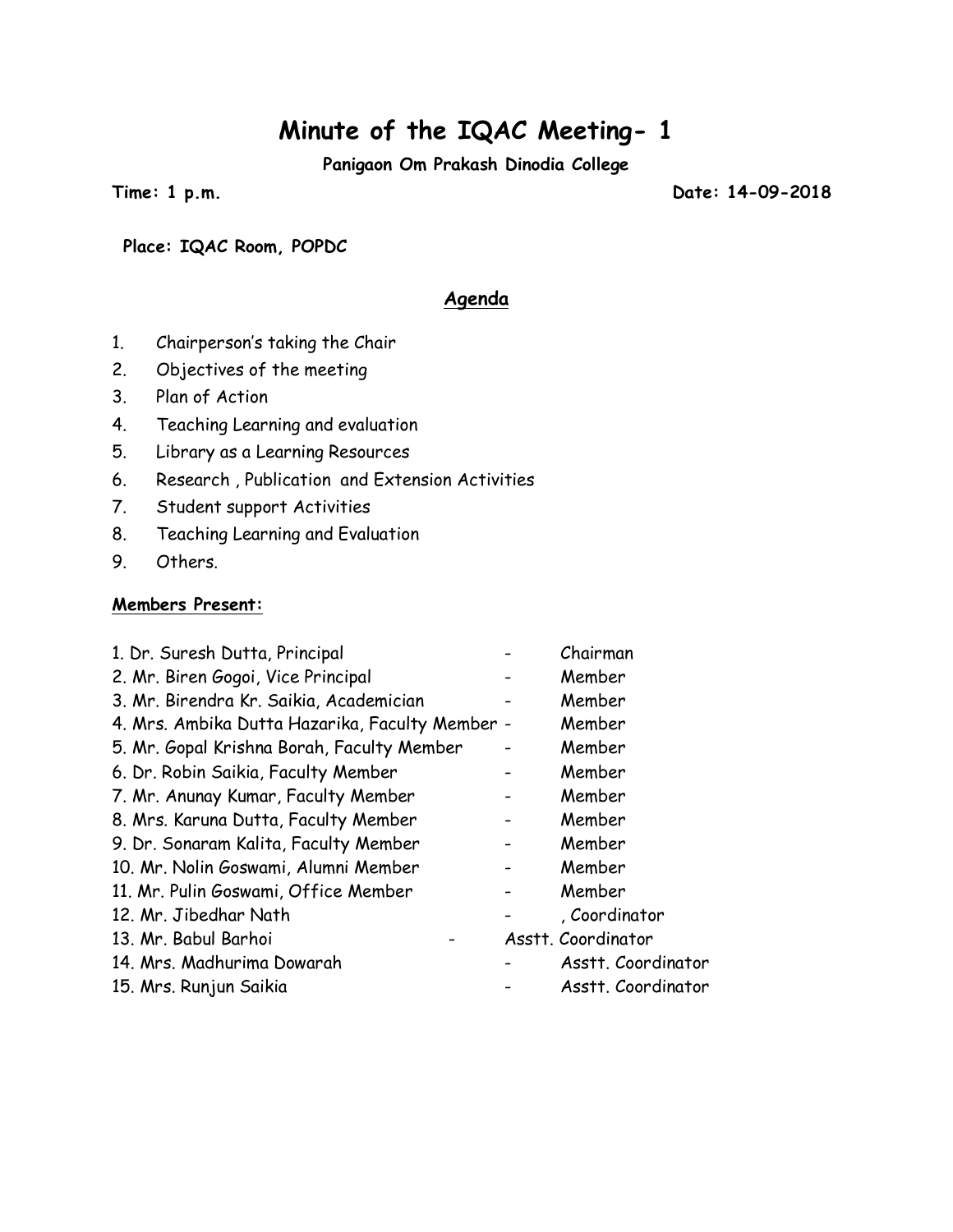# Minute of the IQAC Meeting- 1

**Panigaon Om Prakash Dinodia College**

**Time: 1 p.m.** **Date: 14-09-2018**

**Place: IQAC Room, POPDC**

## Agenda

1. Chairperson's taking the Chair
2. Objectives of the meeting
3. Plan of Action
4. Teaching Learning and evaluation
5. Library as a Learning Resources
6. Research , Publication and Extension Activities
7. Student support Activities
8. Teaching Learning and Evaluation
9. Others.

**Members Present:**

1. Dr. Suresh Dutta, Principal - Chairman
2. Mr. Biren Gogoi, Vice Principal - Member
3. Mr. Birendra Kr. Saikia, Academician - Member
4. Mrs. Ambika Dutta Hazarika, Faculty Member - Member
5. Mr. Gopal Krishna Borah, Faculty Member - Member
6. Dr. Robin Saikia, Faculty Member - Member
7. Mr. Anunay Kumar, Faculty Member - Member
8. Mrs. Karuna Dutta, Faculty Member - Member
9. Dr. Sonaram Kalita, Faculty Member - Member
10. Mr. Nolin Goswami, Alumni Member - Member
11. Mr. Pulin Goswami, Office Member - Member
12. Mr. Jibedhar Nath - , Coordinator
13. Mr. Babul Barhoi - Asstt. Coordinator
14. Mrs. Madhurima Dowarah - Asstt. Coordinator
15. Mrs. Runjun Saikia - Asstt. Coordinator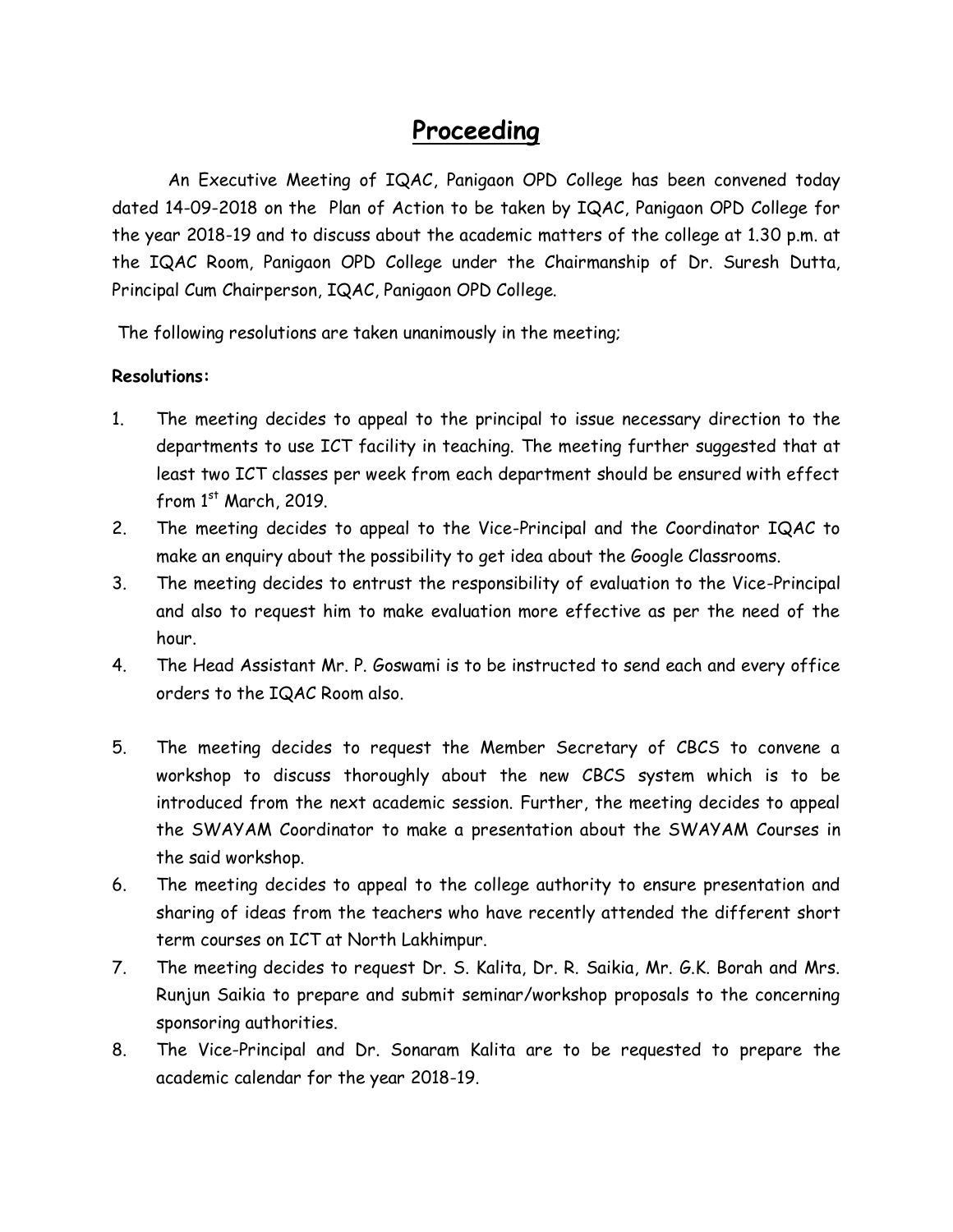# Proceeding

An Executive Meeting of IQAC, Panigaon OPD College has been convened today dated 14-09-2018 on the Plan of Action to be taken by IQAC, Panigaon OPD College for the year 2018-19 and to discuss about the academic matters of the college at 1.30 p.m. at the IQAC Room, Panigaon OPD College under the Chairmanship of Dr. Suresh Dutta, Principal Cum Chairperson, IQAC, Panigaon OPD College.

The following resolutions are taken unanimously in the meeting;

**Resolutions:**

1. The meeting decides to appeal to the principal to issue necessary direction to the departments to use ICT facility in teaching. The meeting further suggested that at least two ICT classes per week from each department should be ensured with effect from 1st March, 2019.
2. The meeting decides to appeal to the Vice-Principal and the Coordinator IQAC to make an enquiry about the possibility to get idea about the Google Classrooms.
3. The meeting decides to entrust the responsibility of evaluation to the Vice-Principal and also to request him to make evaluation more effective as per the need of the hour.
4. The Head Assistant Mr. P. Goswami is to be instructed to send each and every office orders to the IQAC Room also.
5. The meeting decides to request the Member Secretary of CBCS to convene a workshop to discuss thoroughly about the new CBCS system which is to be introduced from the next academic session. Further, the meeting decides to appeal the SWAYAM Coordinator to make a presentation about the SWAYAM Courses in the said workshop.
6. The meeting decides to appeal to the college authority to ensure presentation and sharing of ideas from the teachers who have recently attended the different short term courses on ICT at North Lakhimpur.
7. The meeting decides to request Dr. S. Kalita, Dr. R. Saikia, Mr. G.K. Borah and Mrs. Runjun Saikia to prepare and submit seminar/workshop proposals to the concerning sponsoring authorities.
8. The Vice-Principal and Dr. Sonaram Kalita are to be requested to prepare the academic calendar for the year 2018-19.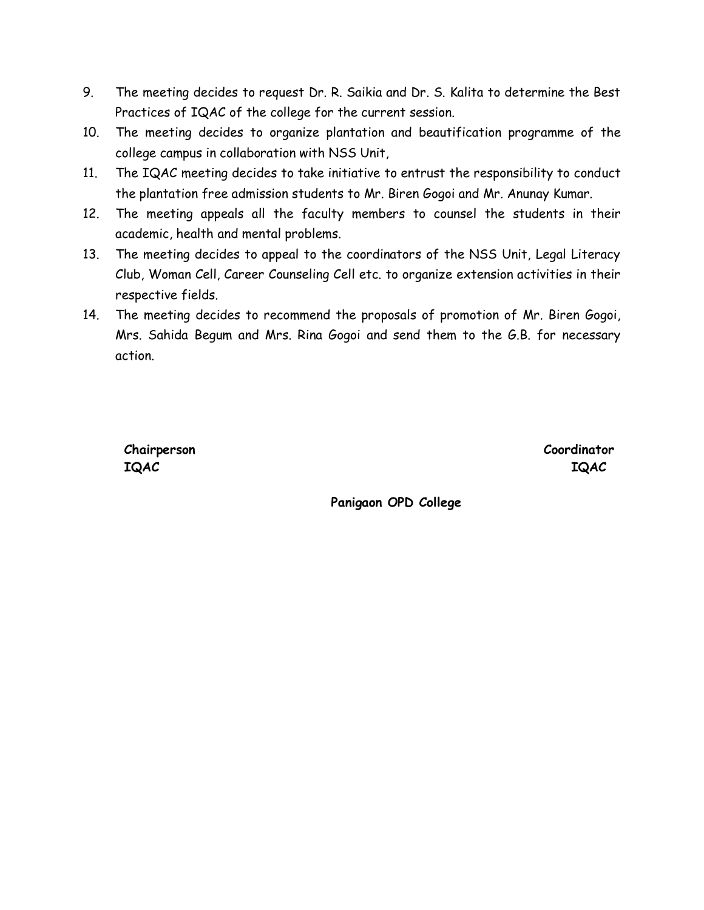9. The meeting decides to request Dr. R. Saikia and Dr. S. Kalita to determine the Best Practices of IQAC of the college for the current session.
10. The meeting decides to organize plantation and beautification programme of the college campus in collaboration with NSS Unit,
11. The IQAC meeting decides to take initiative to entrust the responsibility to conduct the plantation free admission students to Mr. Biren Gogoi and Mr. Anunay Kumar.
12. The meeting appeals all the faculty members to counsel the students in their academic, health and mental problems.
13. The meeting decides to appeal to the coordinators of the NSS Unit, Legal Literacy Club, Woman Cell, Career Counseling Cell etc. to organize extension activities in their respective fields.
14. The meeting decides to recommend the proposals of promotion of Mr. Biren Gogoi, Mrs. Sahida Begum and Mrs. Rina Gogoi and send them to the G.B. for necessary action.

**Chairperson**
**IQAC**

**Coordinator**
**IQAC**

**Panigaon OPD College**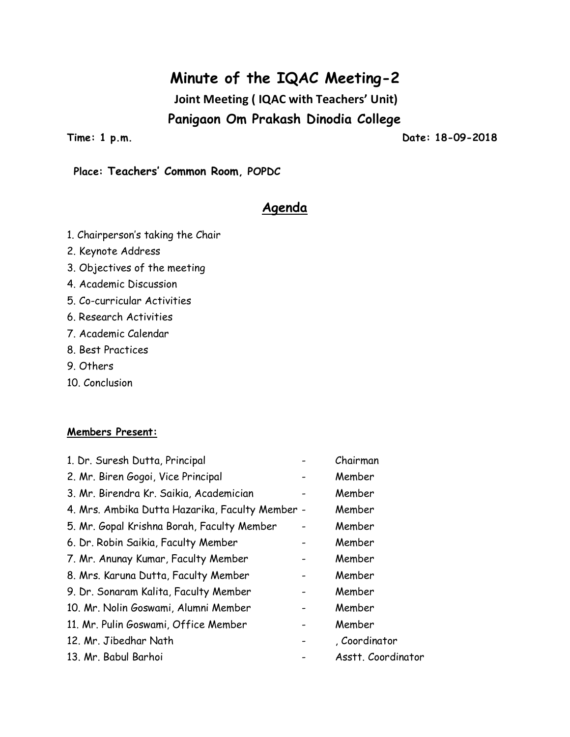# Minute of the IQAC Meeting-2

## Joint Meeting ( IQAC with Teachers' Unit)

## Panigaon Om Prakash Dinodia College

**Time: 1 p.m.** **Date: 18-09-2018**

**Place: Teachers' Common Room, POPDC**

## Agenda

1. Chairperson's taking the Chair
2. Keynote Address
3. Objectives of the meeting
4. Academic Discussion
5. Co-curricular Activities
6. Research Activities
7. Academic Calendar
8. Best Practices
9. Others
10. Conclusion

**Members Present:**

| | | |
|---|---|---|
| 1. Dr. Suresh Dutta, Principal | - | Chairman |
| 2. Mr. Biren Gogoi, Vice Principal | - | Member |
| 3. Mr. Birendra Kr. Saikia, Academician | - | Member |
| 4. Mrs. Ambika Dutta Hazarika, Faculty Member | - | Member |
| 5. Mr. Gopal Krishna Borah, Faculty Member | - | Member |
| 6. Dr. Robin Saikia, Faculty Member | - | Member |
| 7. Mr. Anunay Kumar, Faculty Member | - | Member |
| 8. Mrs. Karuna Dutta, Faculty Member | - | Member |
| 9. Dr. Sonaram Kalita, Faculty Member | - | Member |
| 10. Mr. Nolin Goswami, Alumni Member | - | Member |
| 11. Mr. Pulin Goswami, Office Member | - | Member |
| 12. Mr. Jibedhar Nath | - | , Coordinator |
| 13. Mr. Babul Barhoi | - | Asstt. Coordinator |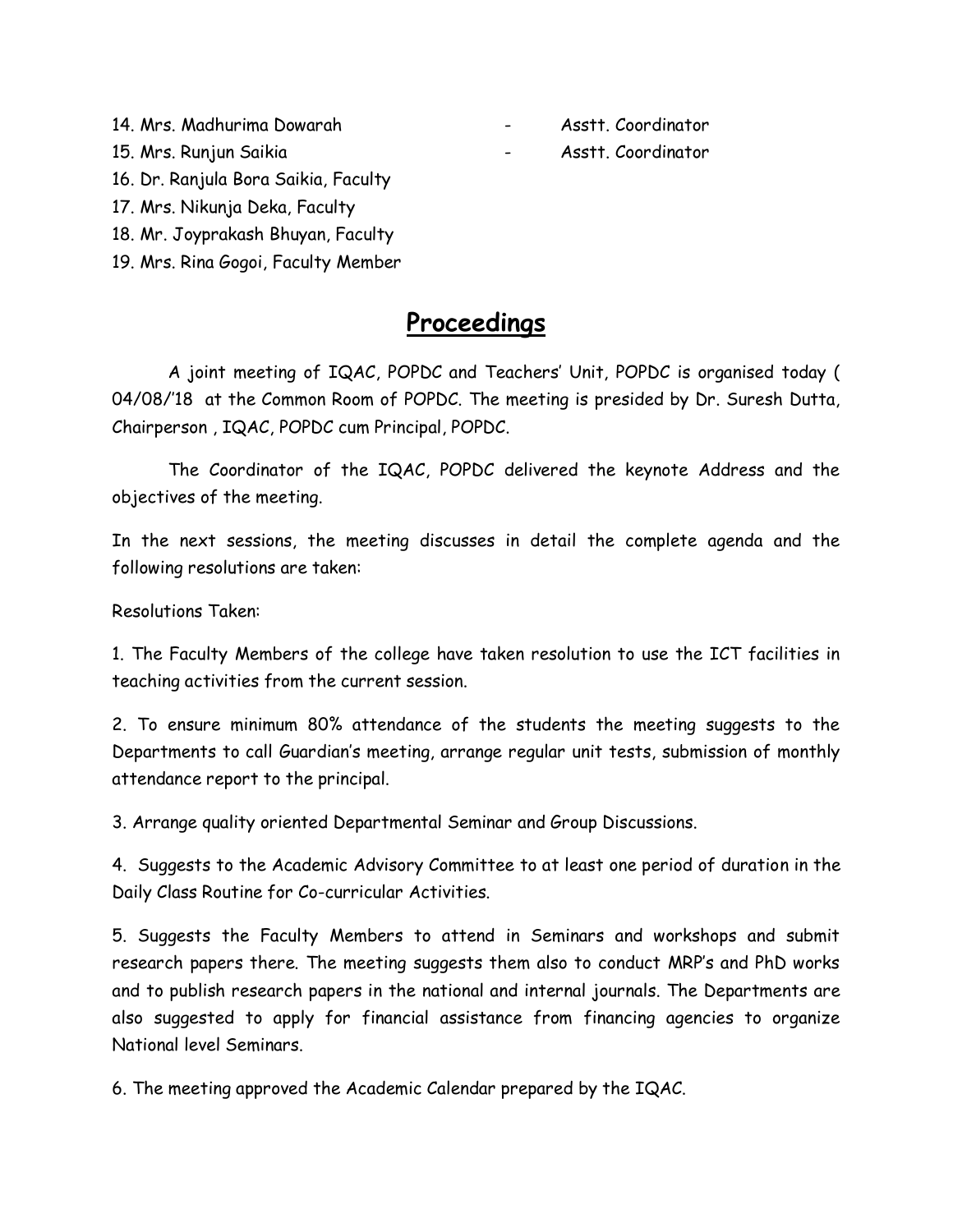14. Mrs. Madhurima Dowarah - Asstt. Coordinator
15. Mrs. Runjun Saikia - Asstt. Coordinator
16. Dr. Ranjula Bora Saikia, Faculty
17. Mrs. Nikunja Deka, Faculty
18. Mr. Joyprakash Bhuyan, Faculty
19. Mrs. Rina Gogoi, Faculty Member

# Proceedings

A joint meeting of IQAC, POPDC and Teachers' Unit, POPDC is organised today ( 04/08/'18 at the Common Room of POPDC. The meeting is presided by Dr. Suresh Dutta, Chairperson , IQAC, POPDC cum Principal, POPDC.

The Coordinator of the IQAC, POPDC delivered the keynote Address and the objectives of the meeting.

In the next sessions, the meeting discusses in detail the complete agenda and the following resolutions are taken:

Resolutions Taken:

1. The Faculty Members of the college have taken resolution to use the ICT facilities in teaching activities from the current session.

2. To ensure minimum 80% attendance of the students the meeting suggests to the Departments to call Guardian's meeting, arrange regular unit tests, submission of monthly attendance report to the principal.

3. Arrange quality oriented Departmental Seminar and Group Discussions.

4. Suggests to the Academic Advisory Committee to at least one period of duration in the Daily Class Routine for Co-curricular Activities.

5. Suggests the Faculty Members to attend in Seminars and workshops and submit research papers there. The meeting suggests them also to conduct MRP's and PhD works and to publish research papers in the national and internal journals. The Departments are also suggested to apply for financial assistance from financing agencies to organize National level Seminars.

6. The meeting approved the Academic Calendar prepared by the IQAC.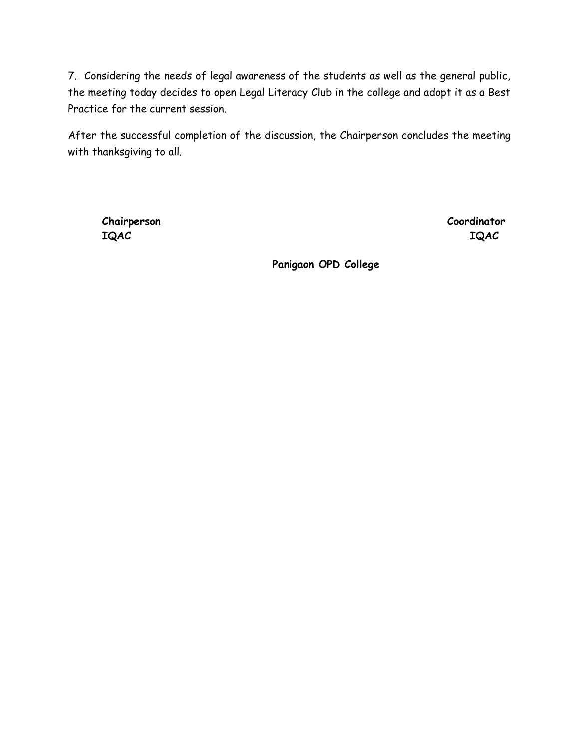7. Considering the needs of legal awareness of the students as well as the general public, the meeting today decides to open Legal Literacy Club in the college and adopt it as a Best Practice for the current session.

After the successful completion of the discussion, the Chairperson concludes the meeting with thanksgiving to all.

**Chairperson**
**IQAC**

**Coordinator**
**IQAC**

**Panigaon OPD College**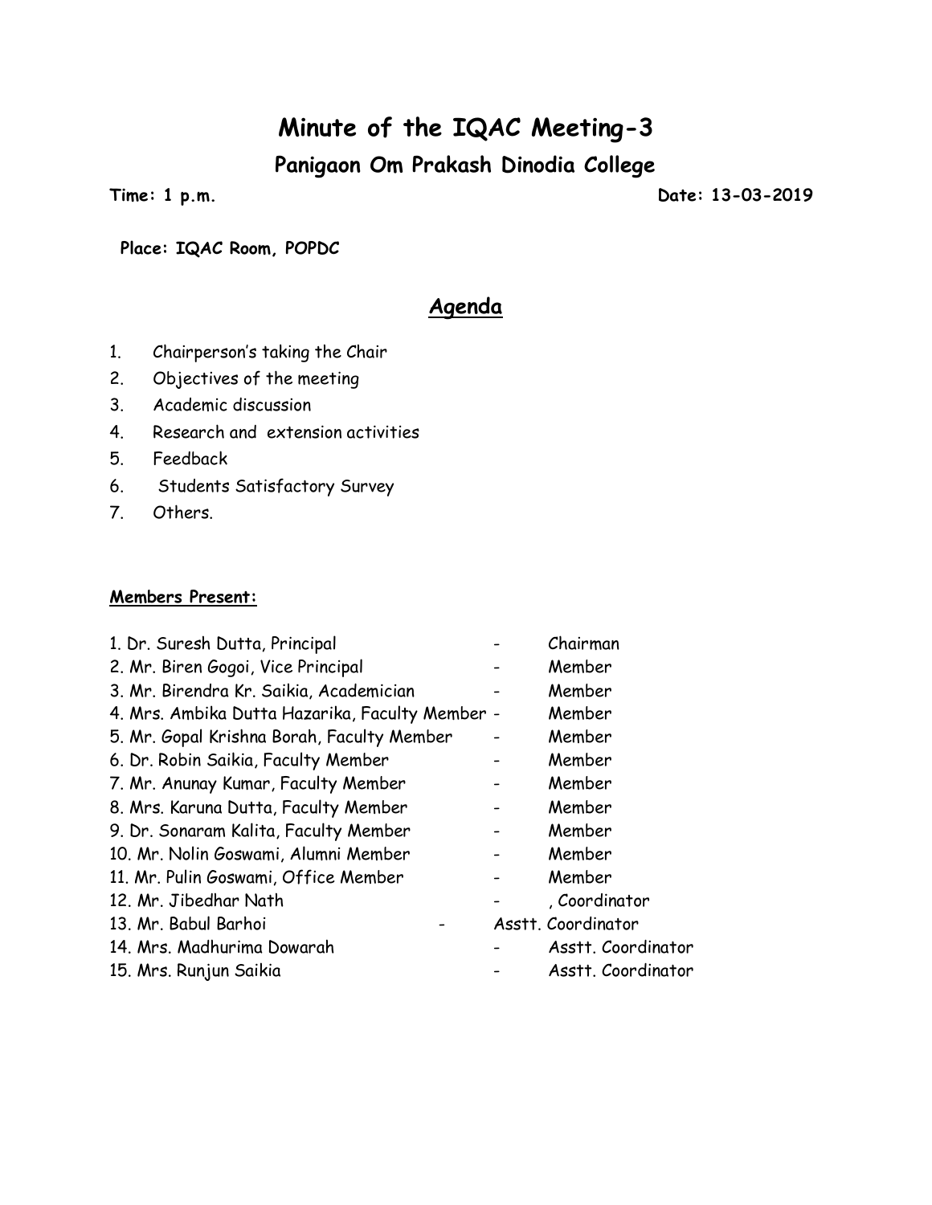# Minute of the IQAC Meeting-3

## Panigaon Om Prakash Dinodia College

**Time: 1 p.m.** **Date: 13-03-2019**

**Place: IQAC Room, POPDC**

## Agenda

1. Chairperson's taking the Chair
2. Objectives of the meeting
3. Academic discussion
4. Research and extension activities
5. Feedback
6. Students Satisfactory Survey
7. Others.

**Members Present:**

1. Dr. Suresh Dutta, Principal - Chairman
2. Mr. Biren Gogoi, Vice Principal - Member
3. Mr. Birendra Kr. Saikia, Academician - Member
4. Mrs. Ambika Dutta Hazarika, Faculty Member - Member
5. Mr. Gopal Krishna Borah, Faculty Member - Member
6. Dr. Robin Saikia, Faculty Member - Member
7. Mr. Anunay Kumar, Faculty Member - Member
8. Mrs. Karuna Dutta, Faculty Member - Member
9. Dr. Sonaram Kalita, Faculty Member - Member
10. Mr. Nolin Goswami, Alumni Member - Member
11. Mr. Pulin Goswami, Office Member - Member
12. Mr. Jibedhar Nath - , Coordinator
13. Mr. Babul Barhoi - Asstt. Coordinator
14. Mrs. Madhurima Dowarah - Asstt. Coordinator
15. Mrs. Runjun Saikia - Asstt. Coordinator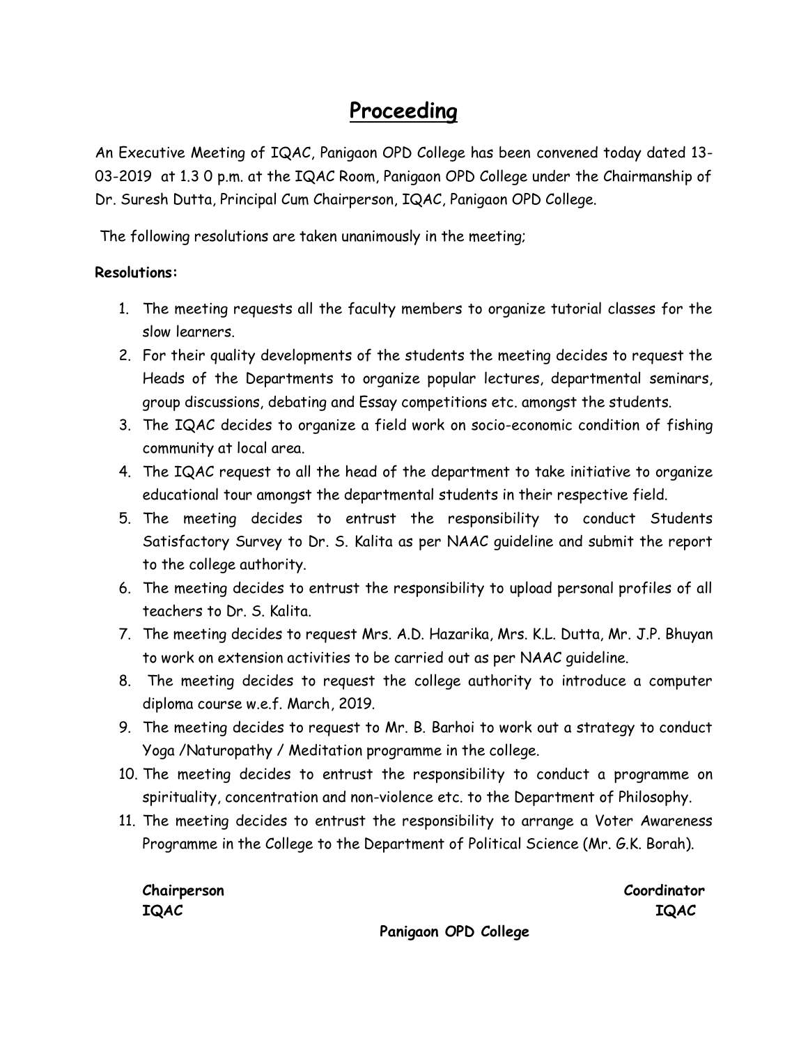# Proceeding

An Executive Meeting of IQAC, Panigaon OPD College has been convened today dated 13-03-2019 at 1.3 0 p.m. at the IQAC Room, Panigaon OPD College under the Chairmanship of Dr. Suresh Dutta, Principal Cum Chairperson, IQAC, Panigaon OPD College.

The following resolutions are taken unanimously in the meeting;

**Resolutions:**

1. The meeting requests all the faculty members to organize tutorial classes for the slow learners.
2. For their quality developments of the students the meeting decides to request the Heads of the Departments to organize popular lectures, departmental seminars, group discussions, debating and Essay competitions etc. amongst the students.
3. The IQAC decides to organize a field work on socio-economic condition of fishing community at local area.
4. The IQAC request to all the head of the department to take initiative to organize educational tour amongst the departmental students in their respective field.
5. The meeting decides to entrust the responsibility to conduct Students Satisfactory Survey to Dr. S. Kalita as per NAAC guideline and submit the report to the college authority.
6. The meeting decides to entrust the responsibility to upload personal profiles of all teachers to Dr. S. Kalita.
7. The meeting decides to request Mrs. A.D. Hazarika, Mrs. K.L. Dutta, Mr. J.P. Bhuyan to work on extension activities to be carried out as per NAAC guideline.
8. The meeting decides to request the college authority to introduce a computer diploma course w.e.f. March, 2019.
9. The meeting decides to request to Mr. B. Barhoi to work out a strategy to conduct Yoga /Naturopathy / Meditation programme in the college.
10. The meeting decides to entrust the responsibility to conduct a programme on spirituality, concentration and non-violence etc. to the Department of Philosophy.
11. The meeting decides to entrust the responsibility to arrange a Voter Awareness Programme in the College to the Department of Political Science (Mr. G.K. Borah).

**Chairperson**
**IQAC**

**Coordinator**
**IQAC**

**Panigaon OPD College**